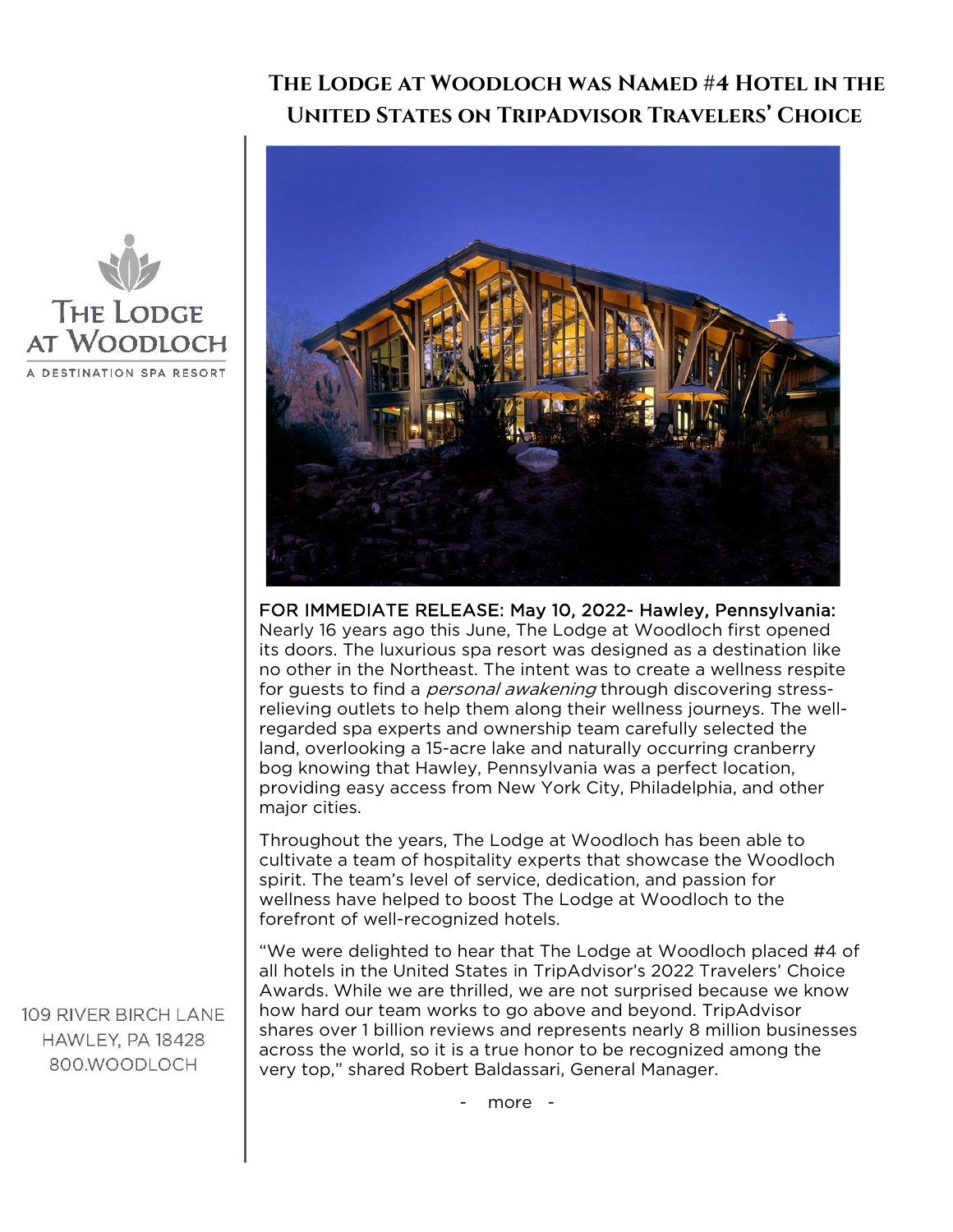# The Lodge at Woodloch was Named #4 Hotel in the United States on TripAdvisor Travelers' Choice

The Lodge at Woodloch
A Destination Spa Resort

109 River Birch Lane
Hawley, PA 18428
800.WOODLOCH

FOR IMMEDIATE RELEASE: May 10, 2022- Hawley, Pennsylvania: Nearly 16 years ago this June, The Lodge at Woodloch first opened its doors. The luxurious spa resort was designed as a destination like no other in the Northeast. The intent was to create a wellness respite for guests to find a *personal awakening* through discovering stress-relieving outlets to help them along their wellness journeys. The well-regarded spa experts and ownership team carefully selected the land, overlooking a 15-acre lake and naturally occurring cranberry bog knowing that Hawley, Pennsylvania was a perfect location, providing easy access from New York City, Philadelphia, and other major cities.

Throughout the years, The Lodge at Woodloch has been able to cultivate a team of hospitality experts that showcase the Woodloch spirit. The team's level of service, dedication, and passion for wellness have helped to boost The Lodge at Woodloch to the forefront of well-recognized hotels.

"We were delighted to hear that The Lodge at Woodloch placed #4 of all hotels in the United States in TripAdvisor's 2022 Travelers' Choice Awards. While we are thrilled, we are not surprised because we know how hard our team works to go above and beyond. TripAdvisor shares over 1 billion reviews and represents nearly 8 million businesses across the world, so it is a true honor to be recognized among the very top," shared Robert Baldassari, General Manager.

- more -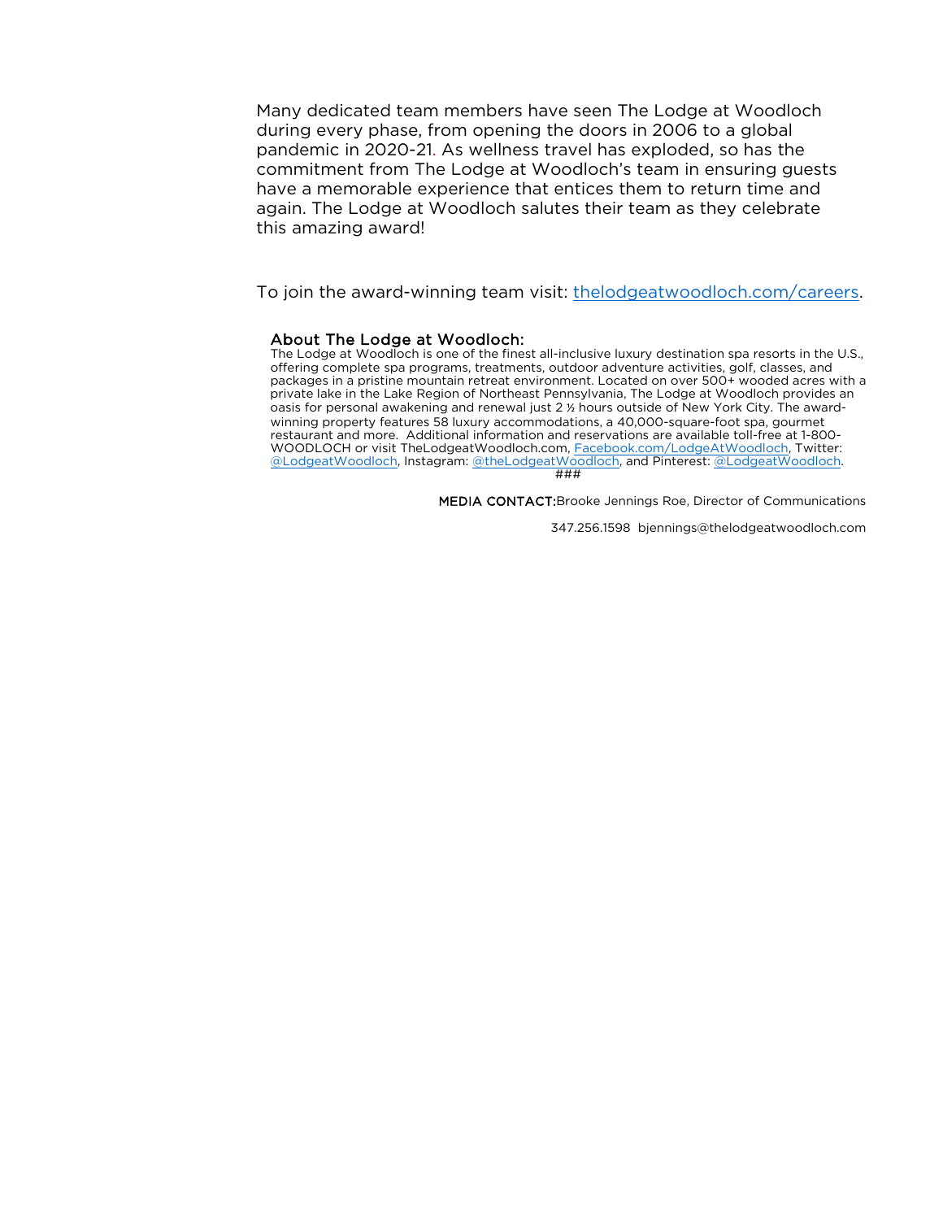Many dedicated team members have seen The Lodge at Woodloch during every phase, from opening the doors in 2006 to a global pandemic in 2020-21. As wellness travel has exploded, so has the commitment from The Lodge at Woodloch's team in ensuring guests have a memorable experience that entices them to return time and again. The Lodge at Woodloch salutes their team as they celebrate this amazing award!

To join the award-winning team visit: thelodgeatwoodloch.com/careers.

## About The Lodge at Woodloch:

The Lodge at Woodloch is one of the finest all-inclusive luxury destination spa resorts in the U.S., offering complete spa programs, treatments, outdoor adventure activities, golf, classes, and packages in a pristine mountain retreat environment. Located on over 500+ wooded acres with a private lake in the Lake Region of Northeast Pennsylvania, The Lodge at Woodloch provides an oasis for personal awakening and renewal just 2 ½ hours outside of New York City. The award-winning property features 58 luxury accommodations, a 40,000-square-foot spa, gourmet restaurant and more. Additional information and reservations are available toll-free at 1-800-WOODLOCH or visit TheLodgeatWoodloch.com, Facebook.com/LodgeAtWoodloch, Twitter: @LodgeatWoodloch, Instagram: @theLodgeatWoodloch, and Pinterest: @LodgeatWoodloch.

###

MEDIA CONTACT: Brooke Jennings Roe, Director of Communications

347.256.1598 bjennings@thelodgeatwoodloch.com